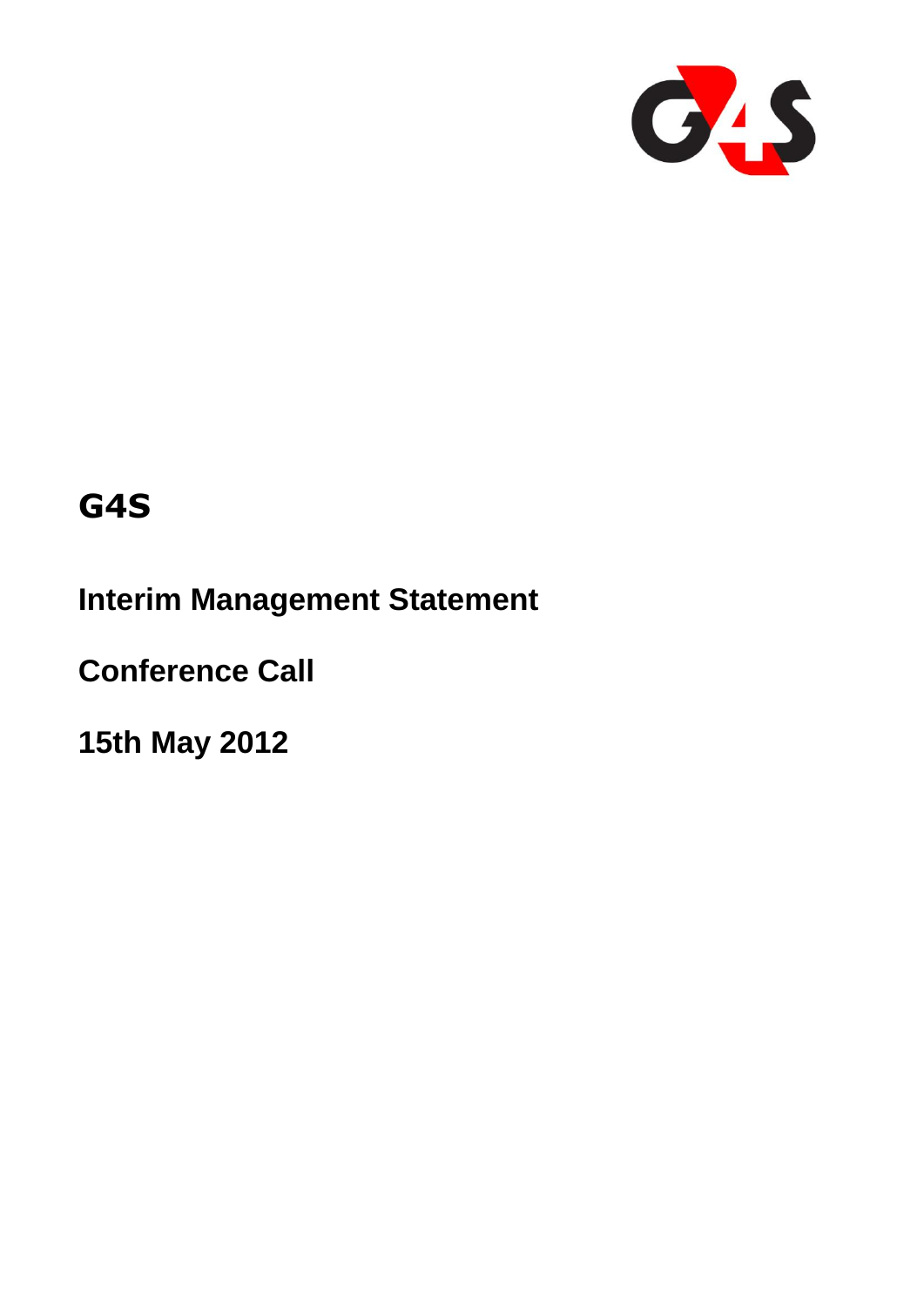# G4S

## Interim Management Statement

## Conference Call

## 15th May 2012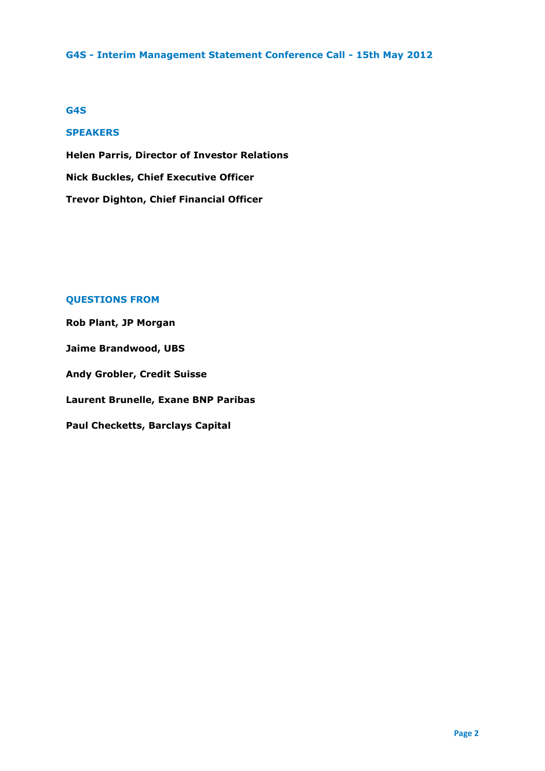## G4S - Interim Management Statement Conference Call - 15th May 2012

### G4S

### SPEAKERS

**Helen Parris, Director of Investor Relations**

**Nick Buckles, Chief Executive Officer**

**Trevor Dighton, Chief Financial Officer**

### QUESTIONS FROM

**Rob Plant, JP Morgan**

**Jaime Brandwood, UBS**

**Andy Grobler, Credit Suisse**

**Laurent Brunelle, Exane BNP Paribas**

**Paul Checketts, Barclays Capital**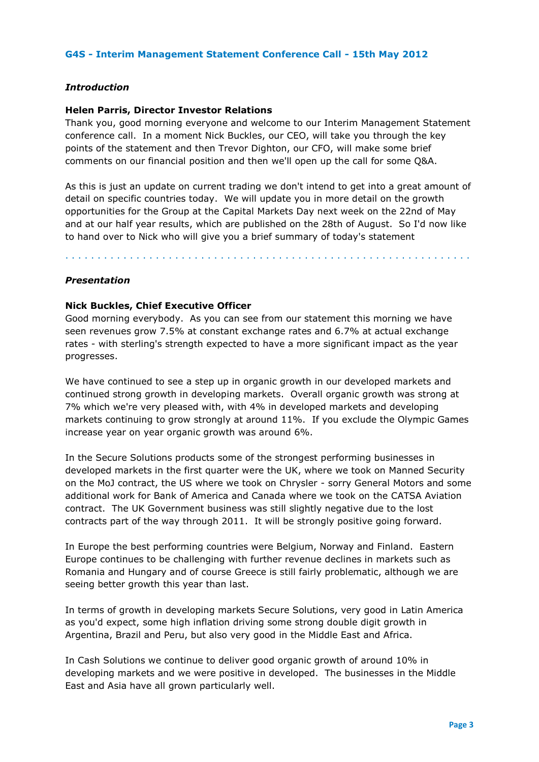## G4S - Interim Management Statement Conference Call - 15th May 2012

### *Introduction*

**Helen Parris, Director Investor Relations**

Thank you, good morning everyone and welcome to our Interim Management Statement conference call. In a moment Nick Buckles, our CEO, will take you through the key points of the statement and then Trevor Dighton, our CFO, will make some brief comments on our financial position and then we'll open up the call for some Q&A.

As this is just an update on current trading we don't intend to get into a great amount of detail on specific countries today. We will update you in more detail on the growth opportunities for the Group at the Capital Markets Day next week on the 22nd of May and at our half year results, which are published on the 28th of August. So I'd now like to hand over to Nick who will give you a brief summary of today's statement

---

### *Presentation*

**Nick Buckles, Chief Executive Officer**

Good morning everybody. As you can see from our statement this morning we have seen revenues grow 7.5% at constant exchange rates and 6.7% at actual exchange rates - with sterling's strength expected to have a more significant impact as the year progresses.

We have continued to see a step up in organic growth in our developed markets and continued strong growth in developing markets. Overall organic growth was strong at 7% which we're very pleased with, with 4% in developed markets and developing markets continuing to grow strongly at around 11%. If you exclude the Olympic Games increase year on year organic growth was around 6%.

In the Secure Solutions products some of the strongest performing businesses in developed markets in the first quarter were the UK, where we took on Manned Security on the MoJ contract, the US where we took on Chrysler - sorry General Motors and some additional work for Bank of America and Canada where we took on the CATSA Aviation contract. The UK Government business was still slightly negative due to the lost contracts part of the way through 2011. It will be strongly positive going forward.

In Europe the best performing countries were Belgium, Norway and Finland. Eastern Europe continues to be challenging with further revenue declines in markets such as Romania and Hungary and of course Greece is still fairly problematic, although we are seeing better growth this year than last.

In terms of growth in developing markets Secure Solutions, very good in Latin America as you'd expect, some high inflation driving some strong double digit growth in Argentina, Brazil and Peru, but also very good in the Middle East and Africa.

In Cash Solutions we continue to deliver good organic growth of around 10% in developing markets and we were positive in developed. The businesses in the Middle East and Asia have all grown particularly well.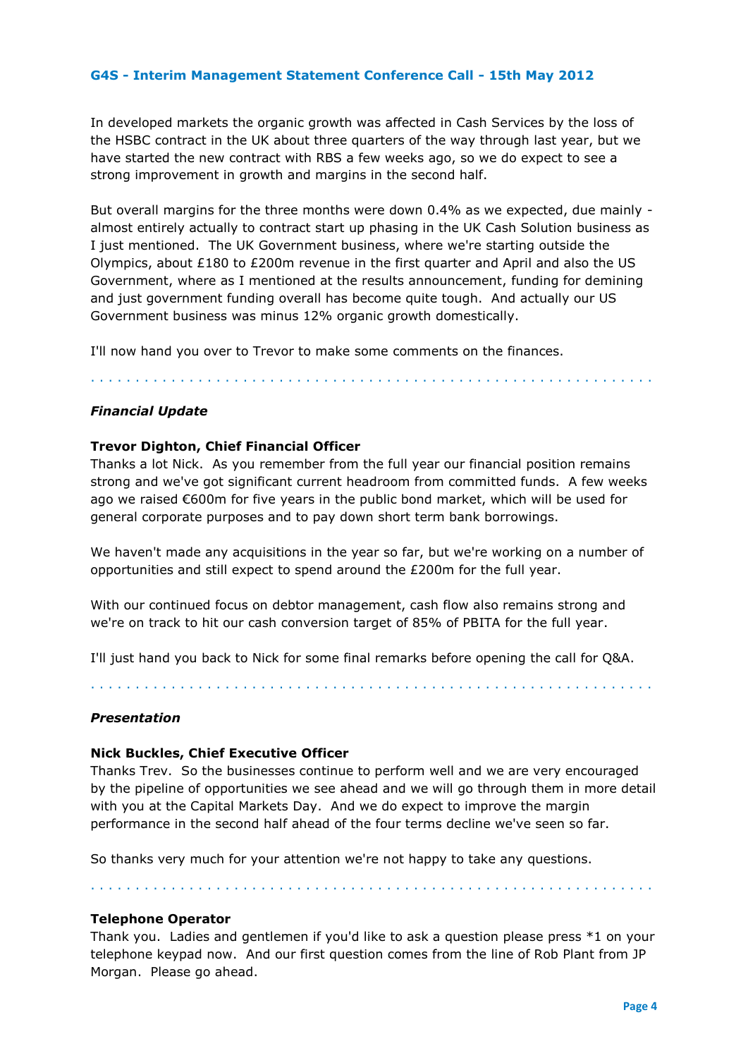In developed markets the organic growth was affected in Cash Services by the loss of the HSBC contract in the UK about three quarters of the way through last year, but we have started the new contract with RBS a few weeks ago, so we do expect to see a strong improvement in growth and margins in the second half.

But overall margins for the three months were down 0.4% as we expected, due mainly - almost entirely actually to contract start up phasing in the UK Cash Solution business as I just mentioned. The UK Government business, where we're starting outside the Olympics, about £180 to £200m revenue in the first quarter and April and also the US Government, where as I mentioned at the results announcement, funding for demining and just government funding overall has become quite tough. And actually our US Government business was minus 12% organic growth domestically.

I'll now hand you over to Trevor to make some comments on the finances.

---

### *Financial Update*

**Trevor Dighton, Chief Financial Officer**

Thanks a lot Nick. As you remember from the full year our financial position remains strong and we've got significant current headroom from committed funds. A few weeks ago we raised €600m for five years in the public bond market, which will be used for general corporate purposes and to pay down short term bank borrowings.

We haven't made any acquisitions in the year so far, but we're working on a number of opportunities and still expect to spend around the £200m for the full year.

With our continued focus on debtor management, cash flow also remains strong and we're on track to hit our cash conversion target of 85% of PBITA for the full year.

I'll just hand you back to Nick for some final remarks before opening the call for Q&A.

---

### *Presentation*

**Nick Buckles, Chief Executive Officer**

Thanks Trev. So the businesses continue to perform well and we are very encouraged by the pipeline of opportunities we see ahead and we will go through them in more detail with you at the Capital Markets Day. And we do expect to improve the margin performance in the second half ahead of the four terms decline we've seen so far.

So thanks very much for your attention we're not happy to take any questions.

---

**Telephone Operator**

Thank you. Ladies and gentlemen if you'd like to ask a question please press *1 on your telephone keypad now. And our first question comes from the line of Rob Plant from JP Morgan. Please go ahead.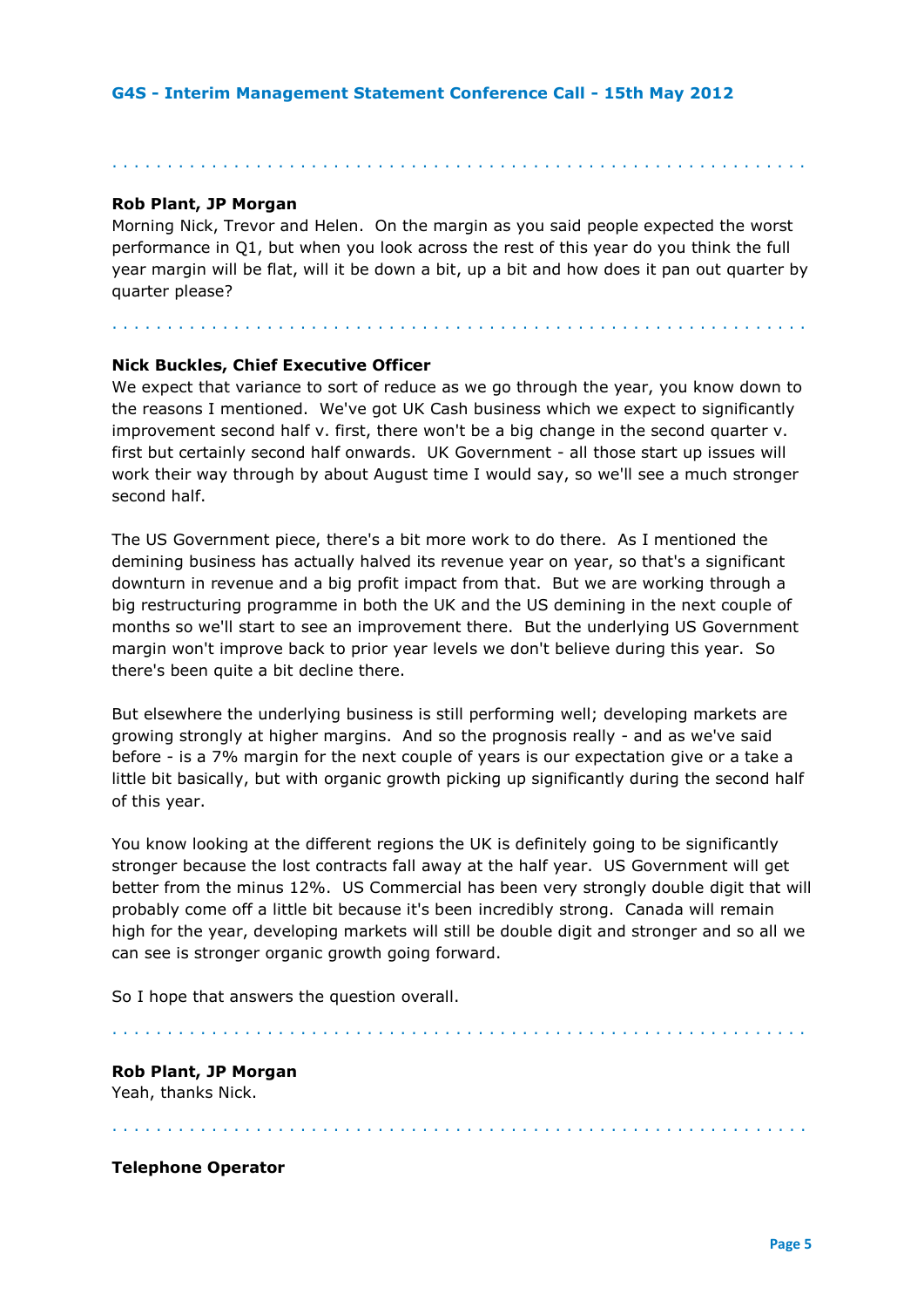**Rob Plant, JP Morgan**
Morning Nick, Trevor and Helen. On the margin as you said people expected the worst performance in Q1, but when you look across the rest of this year do you think the full year margin will be flat, will it be down a bit, up a bit and how does it pan out quarter by quarter please?

**Nick Buckles, Chief Executive Officer**
We expect that variance to sort of reduce as we go through the year, you know down to the reasons I mentioned. We've got UK Cash business which we expect to significantly improvement second half v. first, there won't be a big change in the second quarter v. first but certainly second half onwards. UK Government - all those start up issues will work their way through by about August time I would say, so we'll see a much stronger second half.

The US Government piece, there's a bit more work to do there. As I mentioned the demining business has actually halved its revenue year on year, so that's a significant downturn in revenue and a big profit impact from that. But we are working through a big restructuring programme in both the UK and the US demining in the next couple of months so we'll start to see an improvement there. But the underlying US Government margin won't improve back to prior year levels we don't believe during this year. So there's been quite a bit decline there.

But elsewhere the underlying business is still performing well; developing markets are growing strongly at higher margins. And so the prognosis really - and as we've said before - is a 7% margin for the next couple of years is our expectation give or a take a little bit basically, but with organic growth picking up significantly during the second half of this year.

You know looking at the different regions the UK is definitely going to be significantly stronger because the lost contracts fall away at the half year. US Government will get better from the minus 12%. US Commercial has been very strongly double digit that will probably come off a little bit because it's been incredibly strong. Canada will remain high for the year, developing markets will still be double digit and stronger and so all we can see is stronger organic growth going forward.

So I hope that answers the question overall.

**Rob Plant, JP Morgan**
Yeah, thanks Nick.

**Telephone Operator**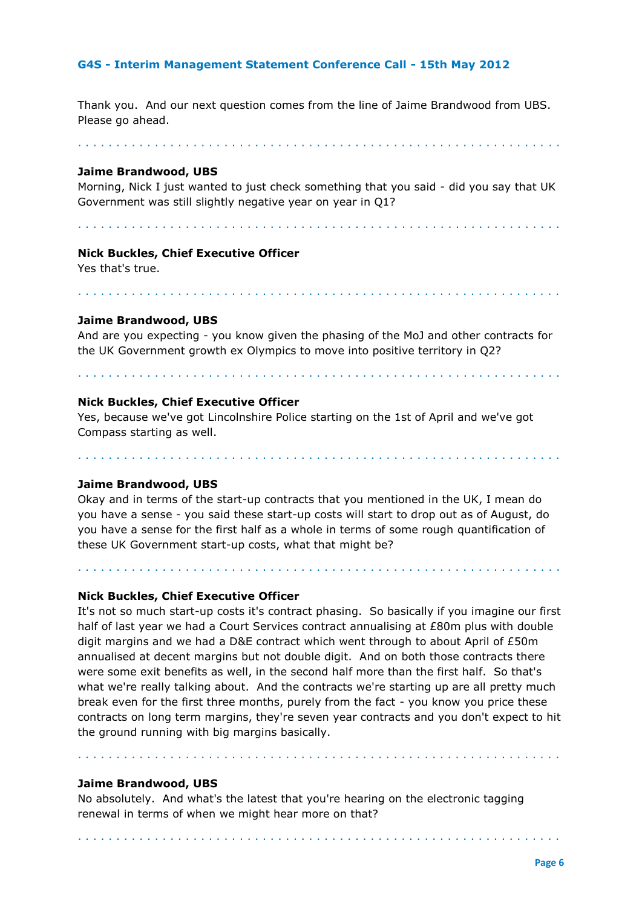Thank you. And our next question comes from the line of Jaime Brandwood from UBS. Please go ahead.

**Jaime Brandwood, UBS**
Morning, Nick I just wanted to just check something that you said - did you say that UK Government was still slightly negative year on year in Q1?

**Nick Buckles, Chief Executive Officer**
Yes that's true.

**Jaime Brandwood, UBS**
And are you expecting - you know given the phasing of the MoJ and other contracts for the UK Government growth ex Olympics to move into positive territory in Q2?

**Nick Buckles, Chief Executive Officer**
Yes, because we've got Lincolnshire Police starting on the 1st of April and we've got Compass starting as well.

**Jaime Brandwood, UBS**
Okay and in terms of the start-up contracts that you mentioned in the UK, I mean do you have a sense - you said these start-up costs will start to drop out as of August, do you have a sense for the first half as a whole in terms of some rough quantification of these UK Government start-up costs, what that might be?

**Nick Buckles, Chief Executive Officer**
It's not so much start-up costs it's contract phasing. So basically if you imagine our first half of last year we had a Court Services contract annualising at £80m plus with double digit margins and we had a D&E contract which went through to about April of £50m annualised at decent margins but not double digit. And on both those contracts there were some exit benefits as well, in the second half more than the first half. So that's what we're really talking about. And the contracts we're starting up are all pretty much break even for the first three months, purely from the fact - you know you price these contracts on long term margins, they're seven year contracts and you don't expect to hit the ground running with big margins basically.

**Jaime Brandwood, UBS**
No absolutely. And what's the latest that you're hearing on the electronic tagging renewal in terms of when we might hear more on that?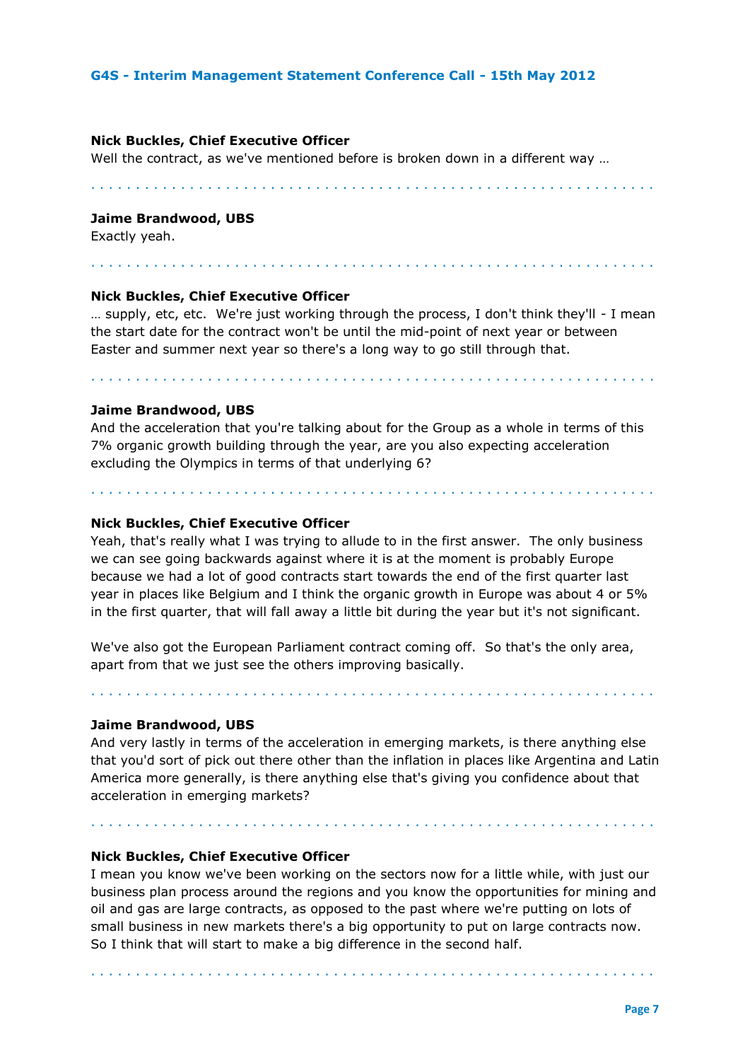**Nick Buckles, Chief Executive Officer**
Well the contract, as we've mentioned before is broken down in a different way …

**Jaime Brandwood, UBS**
Exactly yeah.

**Nick Buckles, Chief Executive Officer**
… supply, etc, etc. We're just working through the process, I don't think they'll - I mean the start date for the contract won't be until the mid-point of next year or between Easter and summer next year so there's a long way to go still through that.

**Jaime Brandwood, UBS**
And the acceleration that you're talking about for the Group as a whole in terms of this 7% organic growth building through the year, are you also expecting acceleration excluding the Olympics in terms of that underlying 6?

**Nick Buckles, Chief Executive Officer**
Yeah, that's really what I was trying to allude to in the first answer. The only business we can see going backwards against where it is at the moment is probably Europe because we had a lot of good contracts start towards the end of the first quarter last year in places like Belgium and I think the organic growth in Europe was about 4 or 5% in the first quarter, that will fall away a little bit during the year but it's not significant.

We've also got the European Parliament contract coming off. So that's the only area, apart from that we just see the others improving basically.

**Jaime Brandwood, UBS**
And very lastly in terms of the acceleration in emerging markets, is there anything else that you'd sort of pick out there other than the inflation in places like Argentina and Latin America more generally, is there anything else that's giving you confidence about that acceleration in emerging markets?

**Nick Buckles, Chief Executive Officer**
I mean you know we've been working on the sectors now for a little while, with just our business plan process around the regions and you know the opportunities for mining and oil and gas are large contracts, as opposed to the past where we're putting on lots of small business in new markets there's a big opportunity to put on large contracts now. So I think that will start to make a big difference in the second half.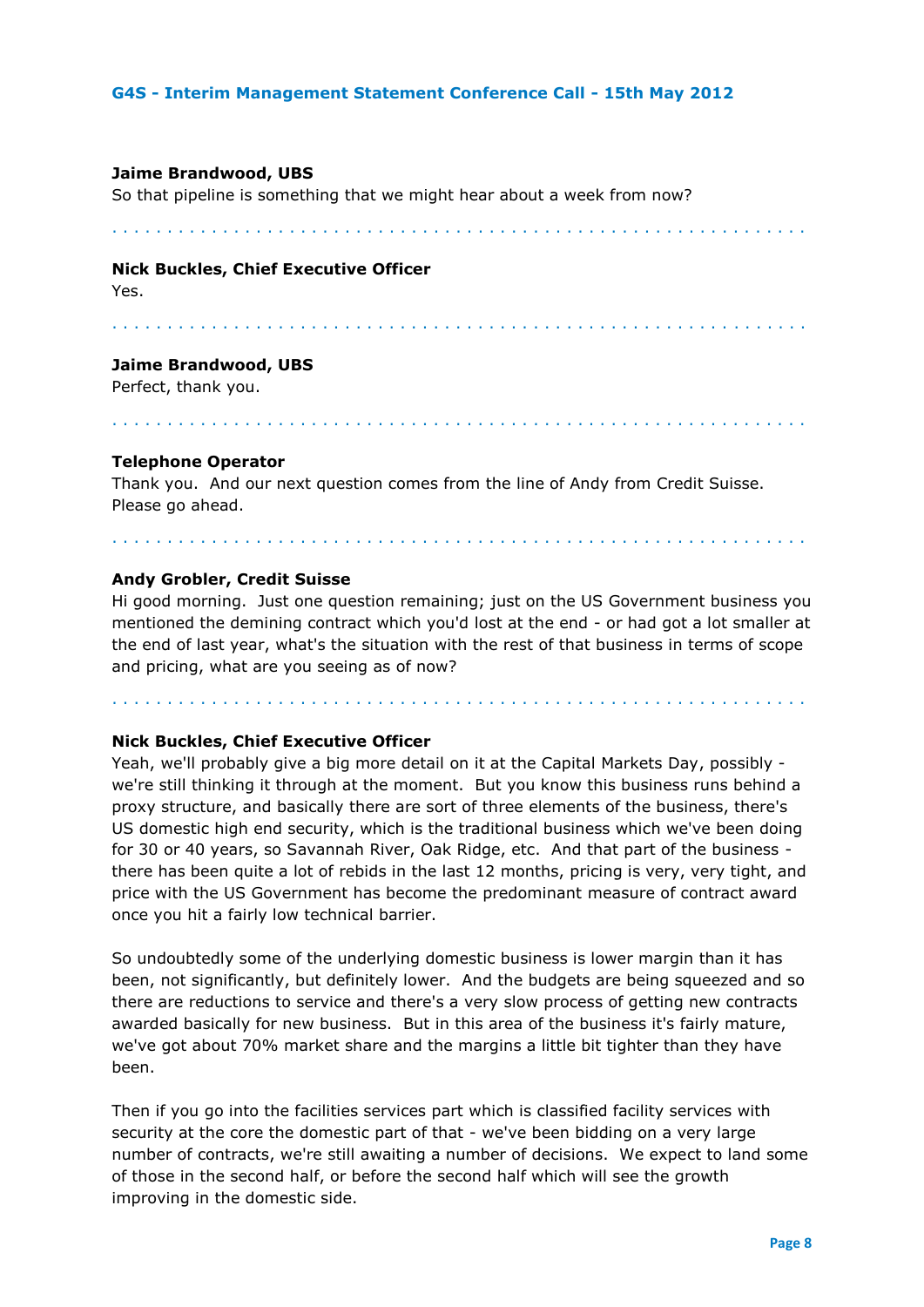**Jaime Brandwood, UBS**

So that pipeline is something that we might hear about a week from now?

. . . . . . . . . . . . . . . . . . . . . . . . . . . . . . . . . . . . . . . . . . . . . . . . . . . . . . . . . . . . . . . .

**Nick Buckles, Chief Executive Officer**

Yes.

. . . . . . . . . . . . . . . . . . . . . . . . . . . . . . . . . . . . . . . . . . . . . . . . . . . . . . . . . . . . . . . .

**Jaime Brandwood, UBS**

Perfect, thank you.

. . . . . . . . . . . . . . . . . . . . . . . . . . . . . . . . . . . . . . . . . . . . . . . . . . . . . . . . . . . . . . . .

**Telephone Operator**

Thank you. And our next question comes from the line of Andy from Credit Suisse. Please go ahead.

. . . . . . . . . . . . . . . . . . . . . . . . . . . . . . . . . . . . . . . . . . . . . . . . . . . . . . . . . . . . . . . .

**Andy Grobler, Credit Suisse**

Hi good morning. Just one question remaining; just on the US Government business you mentioned the demining contract which you'd lost at the end - or had got a lot smaller at the end of last year, what's the situation with the rest of that business in terms of scope and pricing, what are you seeing as of now?

. . . . . . . . . . . . . . . . . . . . . . . . . . . . . . . . . . . . . . . . . . . . . . . . . . . . . . . . . . . . . . . .

**Nick Buckles, Chief Executive Officer**

Yeah, we'll probably give a big more detail on it at the Capital Markets Day, possibly - we're still thinking it through at the moment. But you know this business runs behind a proxy structure, and basically there are sort of three elements of the business, there's US domestic high end security, which is the traditional business which we've been doing for 30 or 40 years, so Savannah River, Oak Ridge, etc. And that part of the business - there has been quite a lot of rebids in the last 12 months, pricing is very, very tight, and price with the US Government has become the predominant measure of contract award once you hit a fairly low technical barrier.

So undoubtedly some of the underlying domestic business is lower margin than it has been, not significantly, but definitely lower. And the budgets are being squeezed and so there are reductions to service and there's a very slow process of getting new contracts awarded basically for new business. But in this area of the business it's fairly mature, we've got about 70% market share and the margins a little bit tighter than they have been.

Then if you go into the facilities services part which is classified facility services with security at the core the domestic part of that - we've been bidding on a very large number of contracts, we're still awaiting a number of decisions. We expect to land some of those in the second half, or before the second half which will see the growth improving in the domestic side.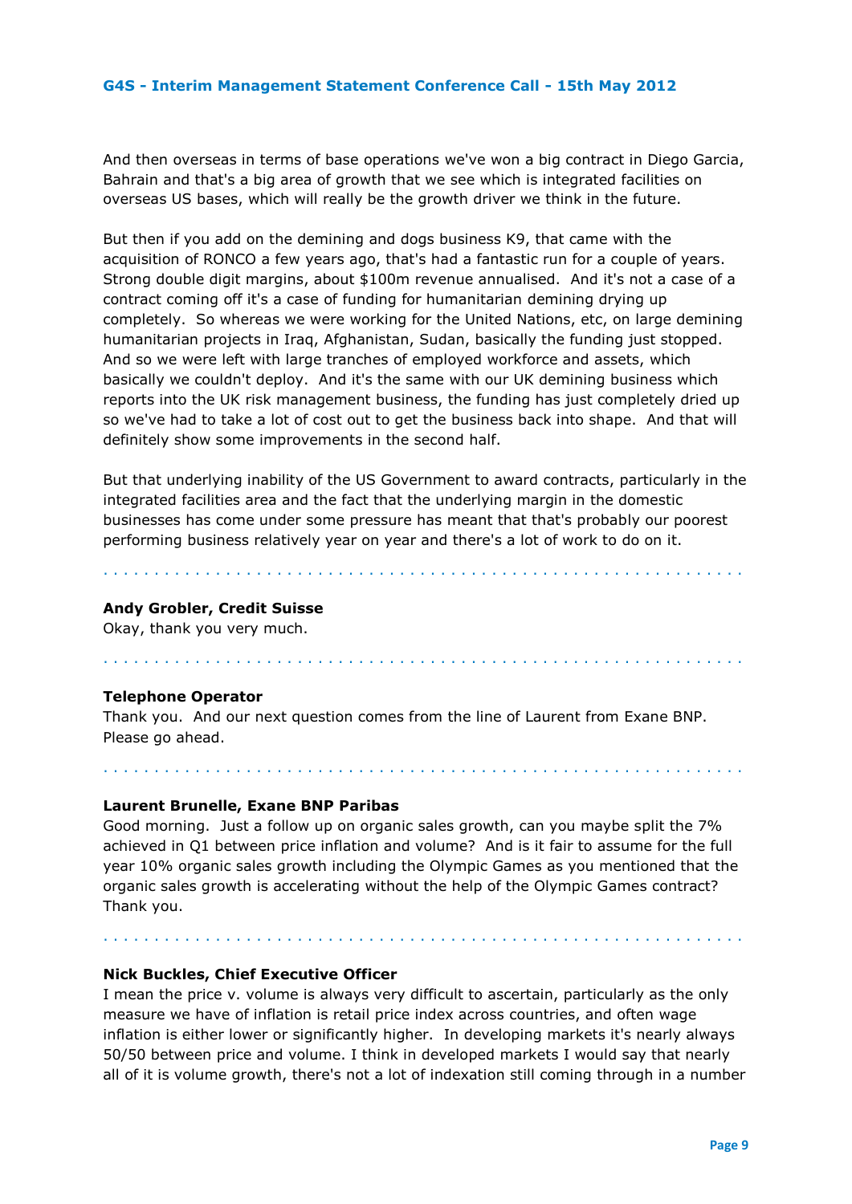And then overseas in terms of base operations we've won a big contract in Diego Garcia, Bahrain and that's a big area of growth that we see which is integrated facilities on overseas US bases, which will really be the growth driver we think in the future.

But then if you add on the demining and dogs business K9, that came with the acquisition of RONCO a few years ago, that's had a fantastic run for a couple of years. Strong double digit margins, about $100m revenue annualised. And it's not a case of a contract coming off it's a case of funding for humanitarian demining drying up completely. So whereas we were working for the United Nations, etc, on large demining humanitarian projects in Iraq, Afghanistan, Sudan, basically the funding just stopped. And so we were left with large tranches of employed workforce and assets, which basically we couldn't deploy. And it's the same with our UK demining business which reports into the UK risk management business, the funding has just completely dried up so we've had to take a lot of cost out to get the business back into shape. And that will definitely show some improvements in the second half.

But that underlying inability of the US Government to award contracts, particularly in the integrated facilities area and the fact that the underlying margin in the domestic businesses has come under some pressure has meant that that's probably our poorest performing business relatively year on year and there's a lot of work to do on it.

**Andy Grobler, Credit Suisse**
Okay, thank you very much.

**Telephone Operator**
Thank you. And our next question comes from the line of Laurent from Exane BNP. Please go ahead.

**Laurent Brunelle, Exane BNP Paribas**
Good morning. Just a follow up on organic sales growth, can you maybe split the 7% achieved in Q1 between price inflation and volume? And is it fair to assume for the full year 10% organic sales growth including the Olympic Games as you mentioned that the organic sales growth is accelerating without the help of the Olympic Games contract? Thank you.

**Nick Buckles, Chief Executive Officer**
I mean the price v. volume is always very difficult to ascertain, particularly as the only measure we have of inflation is retail price index across countries, and often wage inflation is either lower or significantly higher. In developing markets it's nearly always 50/50 between price and volume. I think in developed markets I would say that nearly all of it is volume growth, there's not a lot of indexation still coming through in a number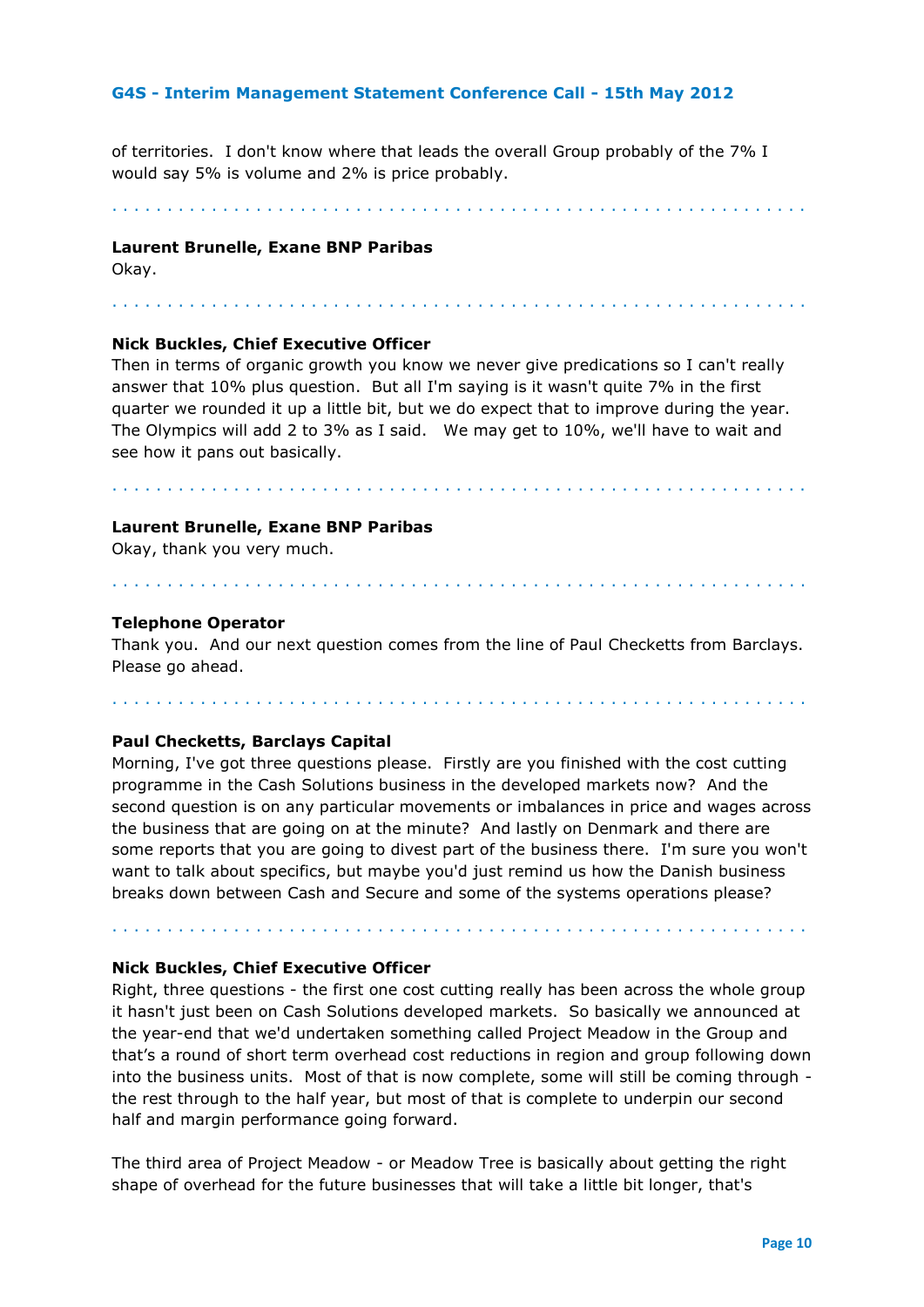of territories. I don't know where that leads the overall Group probably of the 7% I would say 5% is volume and 2% is price probably.

**Laurent Brunelle, Exane BNP Paribas**
Okay.

**Nick Buckles, Chief Executive Officer**
Then in terms of organic growth you know we never give predications so I can't really answer that 10% plus question. But all I'm saying is it wasn't quite 7% in the first quarter we rounded it up a little bit, but we do expect that to improve during the year. The Olympics will add 2 to 3% as I said. We may get to 10%, we'll have to wait and see how it pans out basically.

**Laurent Brunelle, Exane BNP Paribas**
Okay, thank you very much.

**Telephone Operator**
Thank you. And our next question comes from the line of Paul Checketts from Barclays. Please go ahead.

**Paul Checketts, Barclays Capital**
Morning, I've got three questions please. Firstly are you finished with the cost cutting programme in the Cash Solutions business in the developed markets now? And the second question is on any particular movements or imbalances in price and wages across the business that are going on at the minute? And lastly on Denmark and there are some reports that you are going to divest part of the business there. I'm sure you won't want to talk about specifics, but maybe you'd just remind us how the Danish business breaks down between Cash and Secure and some of the systems operations please?

**Nick Buckles, Chief Executive Officer**
Right, three questions - the first one cost cutting really has been across the whole group it hasn't just been on Cash Solutions developed markets. So basically we announced at the year-end that we'd undertaken something called Project Meadow in the Group and that's a round of short term overhead cost reductions in region and group following down into the business units. Most of that is now complete, some will still be coming through - the rest through to the half year, but most of that is complete to underpin our second half and margin performance going forward.

The third area of Project Meadow - or Meadow Tree is basically about getting the right shape of overhead for the future businesses that will take a little bit longer, that's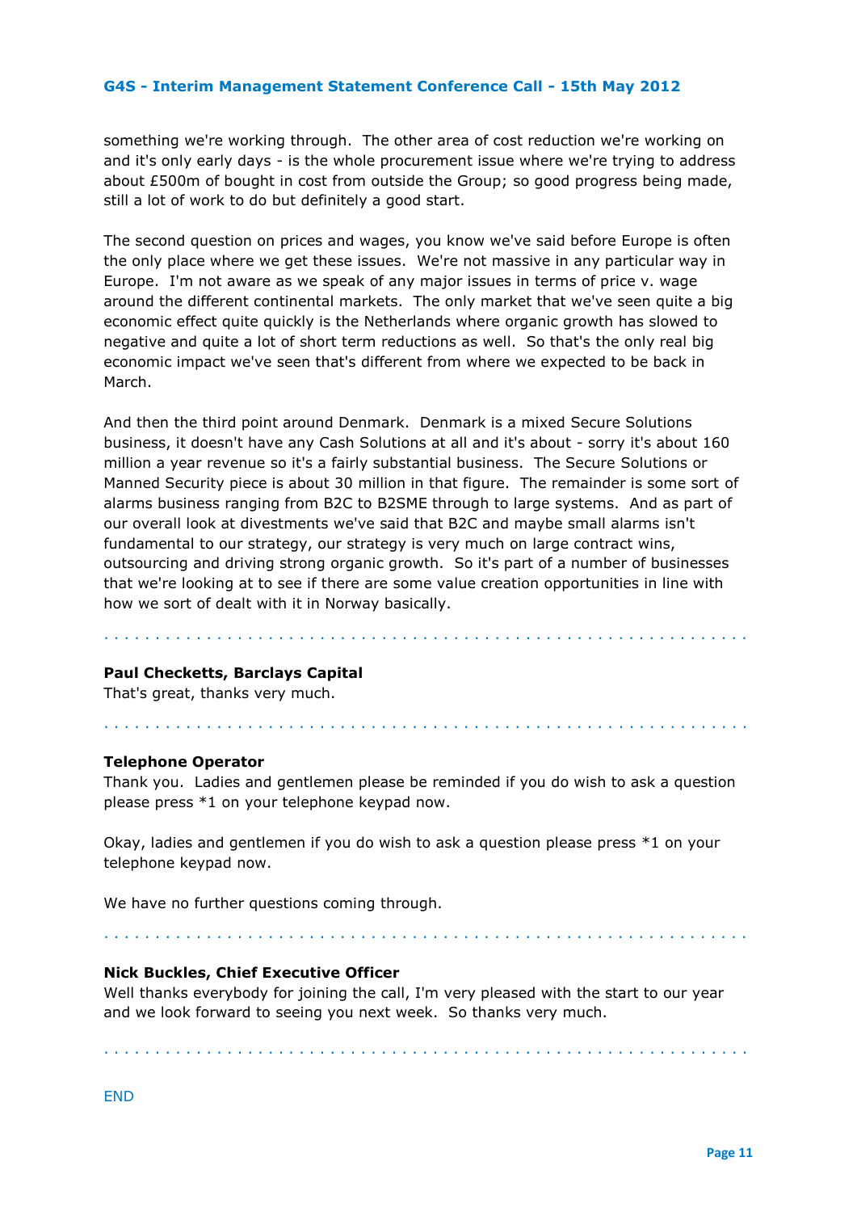something we're working through. The other area of cost reduction we're working on and it's only early days - is the whole procurement issue where we're trying to address about £500m of bought in cost from outside the Group; so good progress being made, still a lot of work to do but definitely a good start.

The second question on prices and wages, you know we've said before Europe is often the only place where we get these issues. We're not massive in any particular way in Europe. I'm not aware as we speak of any major issues in terms of price v. wage around the different continental markets. The only market that we've seen quite a big economic effect quite quickly is the Netherlands where organic growth has slowed to negative and quite a lot of short term reductions as well. So that's the only real big economic impact we've seen that's different from where we expected to be back in March.

And then the third point around Denmark. Denmark is a mixed Secure Solutions business, it doesn't have any Cash Solutions at all and it's about - sorry it's about 160 million a year revenue so it's a fairly substantial business. The Secure Solutions or Manned Security piece is about 30 million in that figure. The remainder is some sort of alarms business ranging from B2C to B2SME through to large systems. And as part of our overall look at divestments we've said that B2C and maybe small alarms isn't fundamental to our strategy, our strategy is very much on large contract wins, outsourcing and driving strong organic growth. So it's part of a number of businesses that we're looking at to see if there are some value creation opportunities in line with how we sort of dealt with it in Norway basically.

**Paul Checketts, Barclays Capital**
That's great, thanks very much.

**Telephone Operator**
Thank you. Ladies and gentlemen please be reminded if you do wish to ask a question please press *1 on your telephone keypad now.

Okay, ladies and gentlemen if you do wish to ask a question please press *1 on your telephone keypad now.

We have no further questions coming through.

**Nick Buckles, Chief Executive Officer**
Well thanks everybody for joining the call, I'm very pleased with the start to our year and we look forward to seeing you next week. So thanks very much.

END